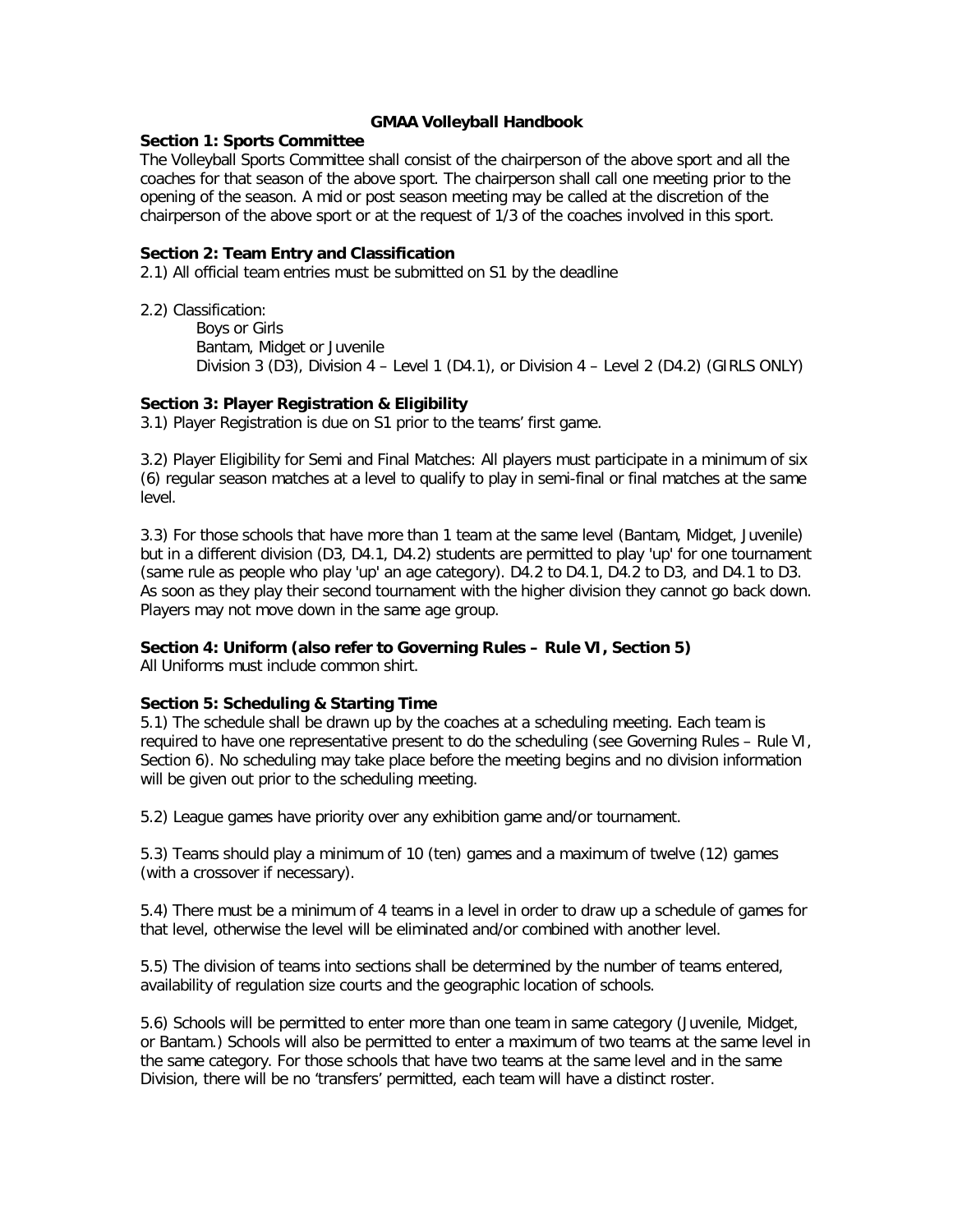# GMAA Volleyball Handbook

**Section 1: Sports Committee**

The Volleyball Sports Committee shall consist of the chairperson of the above sport and all the coaches for that season of the above sport. The chairperson shall call one meeting prior to the opening of the season. A mid or post season meeting may be called at the discretion of the chairperson of the above sport or at the request of 1/3 of the coaches involved in this sport.

**Section 2: Team Entry and Classification**

2.1) All official team entries must be submitted on S1 by the deadline

2.2) Classification:

- Boys or Girls
- Bantam, Midget or Juvenile
- Division 3 (D3), Division 4 – Level 1 (D4.1), or Division 4 – Level 2 (D4.2) (GIRLS ONLY)

**Section 3: Player Registration & Eligibility**

3.1) Player Registration is due on S1 prior to the teams' first game.

3.2) Player Eligibility for Semi and Final Matches: All players must participate in a minimum of six (6) regular season matches at a level to qualify to play in semi-final or final matches at the same level.

3.3) For those schools that have more than 1 team at the same level (Bantam, Midget, Juvenile) but in a different division (D3, D4.1, D4.2) students are permitted to play 'up' for one tournament (same rule as people who play 'up' an age category). D4.2 to D4.1, D4.2 to D3, and D4.1 to D3. As soon as they play their second tournament with the higher division they cannot go back down. Players may not move down in the same age group.

**Section 4: Uniform (also refer to Governing Rules – Rule VI, Section 5)**

All Uniforms must include common shirt.

**Section 5: Scheduling & Starting Time**

5.1) The schedule shall be drawn up by the coaches at a scheduling meeting. Each team is required to have one representative present to do the scheduling (see Governing Rules – Rule VI, Section 6). No scheduling may take place before the meeting begins and no division information will be given out prior to the scheduling meeting.

5.2) League games have priority over any exhibition game and/or tournament.

5.3) Teams should play a minimum of 10 (ten) games and a maximum of twelve (12) games (with a crossover if necessary).

5.4) There must be a minimum of 4 teams in a level in order to draw up a schedule of games for that level, otherwise the level will be eliminated and/or combined with another level.

5.5) The division of teams into sections shall be determined by the number of teams entered, availability of regulation size courts and the geographic location of schools.

5.6) Schools will be permitted to enter more than one team in same category (Juvenile, Midget, or Bantam.) Schools will also be permitted to enter a maximum of two teams at the same level in the same category. For those schools that have two teams at the same level and in the same Division, there will be no 'transfers' permitted, each team will have a distinct roster.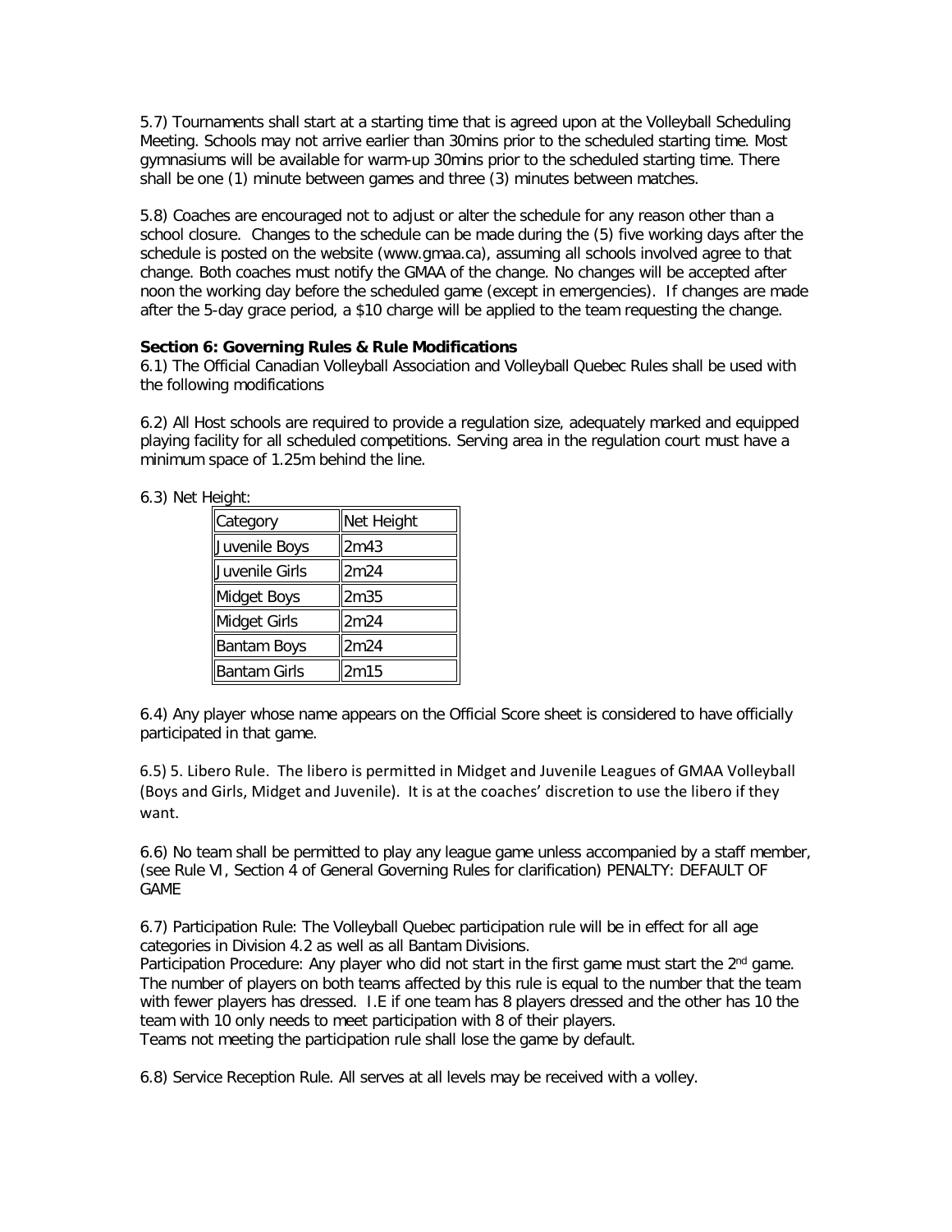5.7) Tournaments shall start at a starting time that is agreed upon at the Volleyball Scheduling Meeting. Schools may not arrive earlier than 30mins prior to the scheduled starting time. Most gymnasiums will be available for warm-up 30mins prior to the scheduled starting time. There shall be one (1) minute between games and three (3) minutes between matches.

5.8) Coaches are encouraged not to adjust or alter the schedule for any reason other than a school closure. Changes to the schedule can be made during the (5) five working days after the schedule is posted on the website (www.gmaa.ca), assuming all schools involved agree to that change. Both coaches must notify the GMAA of the change. No changes will be accepted after noon the working day before the scheduled game (except in emergencies). If changes are made after the 5-day grace period, a $10 charge will be applied to the team requesting the change.

**Section 6: Governing Rules & Rule Modifications**

6.1) The Official Canadian Volleyball Association and Volleyball Quebec Rules shall be used with the following modifications

6.2) All Host schools are required to provide a regulation size, adequately marked and equipped playing facility for all scheduled competitions. Serving area in the regulation court must have a minimum space of 1.25m behind the line.

6.3) Net Height:

| Category | Net Height |
|---|---|
| Juvenile Boys | 2m43 |
| Juvenile Girls | 2m24 |
| Midget Boys | 2m35 |
| Midget Girls | 2m24 |
| Bantam Boys | 2m24 |
| Bantam Girls | 2m15 |

6.4) Any player whose name appears on the Official Score sheet is considered to have officially participated in that game.

6.5) 5. Libero Rule. The libero is permitted in Midget and Juvenile Leagues of GMAA Volleyball (Boys and Girls, Midget and Juvenile). It is at the coaches' discretion to use the libero if they want.

6.6) No team shall be permitted to play any league game unless accompanied by a staff member, (see Rule VI, Section 4 of General Governing Rules for clarification) PENALTY: DEFAULT OF GAME

6.7) Participation Rule: The Volleyball Quebec participation rule will be in effect for all age categories in Division 4.2 as well as all Bantam Divisions.
Participation Procedure: Any player who did not start in the first game must start the 2nd game. The number of players on both teams affected by this rule is equal to the number that the team with fewer players has dressed. I.E if one team has 8 players dressed and the other has 10 the team with 10 only needs to meet participation with 8 of their players.
Teams not meeting the participation rule shall lose the game by default.

6.8) Service Reception Rule. All serves at all levels may be received with a volley.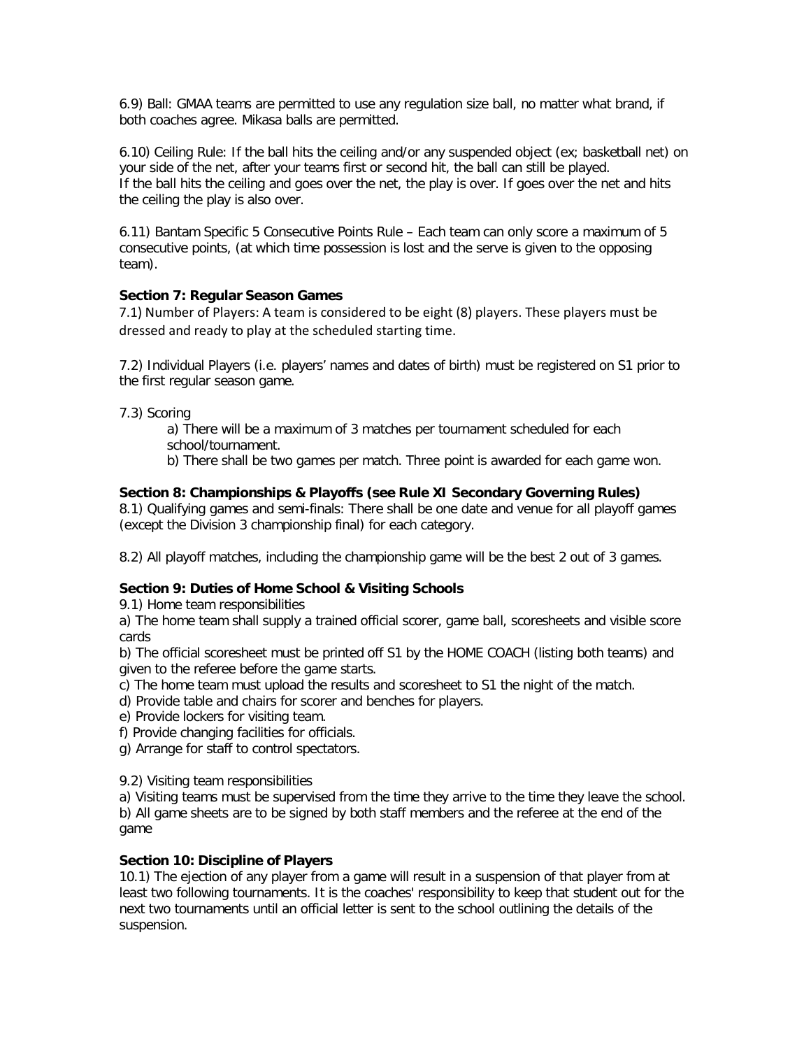6.9) Ball: GMAA teams are permitted to use any regulation size ball, no matter what brand, if both coaches agree. Mikasa balls are permitted.

6.10) Ceiling Rule: If the ball hits the ceiling and/or any suspended object (ex; basketball net) on your side of the net, after your teams first or second hit, the ball can still be played.
If the ball hits the ceiling and goes over the net, the play is over. If goes over the net and hits the ceiling the play is also over.

6.11) Bantam Specific 5 Consecutive Points Rule – Each team can only score a maximum of 5 consecutive points, (at which time possession is lost and the serve is given to the opposing team).

**Section 7: Regular Season Games**

7.1) Number of Players: A team is considered to be eight (8) players. These players must be dressed and ready to play at the scheduled starting time.

7.2) Individual Players (i.e. players' names and dates of birth) must be registered on S1 prior to the first regular season game.

7.3) Scoring

a) There will be a maximum of 3 matches per tournament scheduled for each school/tournament.

b) There shall be two games per match. Three point is awarded for each game won.

**Section 8: Championships & Playoffs (see Rule XI Secondary Governing Rules)**

8.1) Qualifying games and semi-finals: There shall be one date and venue for all playoff games (except the Division 3 championship final) for each category.

8.2) All playoff matches, including the championship game will be the best 2 out of 3 games.

**Section 9: Duties of Home School & Visiting Schools**

9.1) Home team responsibilities

a) The home team shall supply a trained official scorer, game ball, scoresheets and visible score cards

b) The official scoresheet must be printed off S1 by the HOME COACH (listing both teams) and given to the referee before the game starts.

c) The home team must upload the results and scoresheet to S1 the night of the match.

d) Provide table and chairs for scorer and benches for players.

e) Provide lockers for visiting team.

f) Provide changing facilities for officials.

g) Arrange for staff to control spectators.

9.2) Visiting team responsibilities

a) Visiting teams must be supervised from the time they arrive to the time they leave the school.

b) All game sheets are to be signed by both staff members and the referee at the end of the game

**Section 10: Discipline of Players**

10.1) The ejection of any player from a game will result in a suspension of that player from at least two following tournaments. It is the coaches' responsibility to keep that student out for the next two tournaments until an official letter is sent to the school outlining the details of the suspension.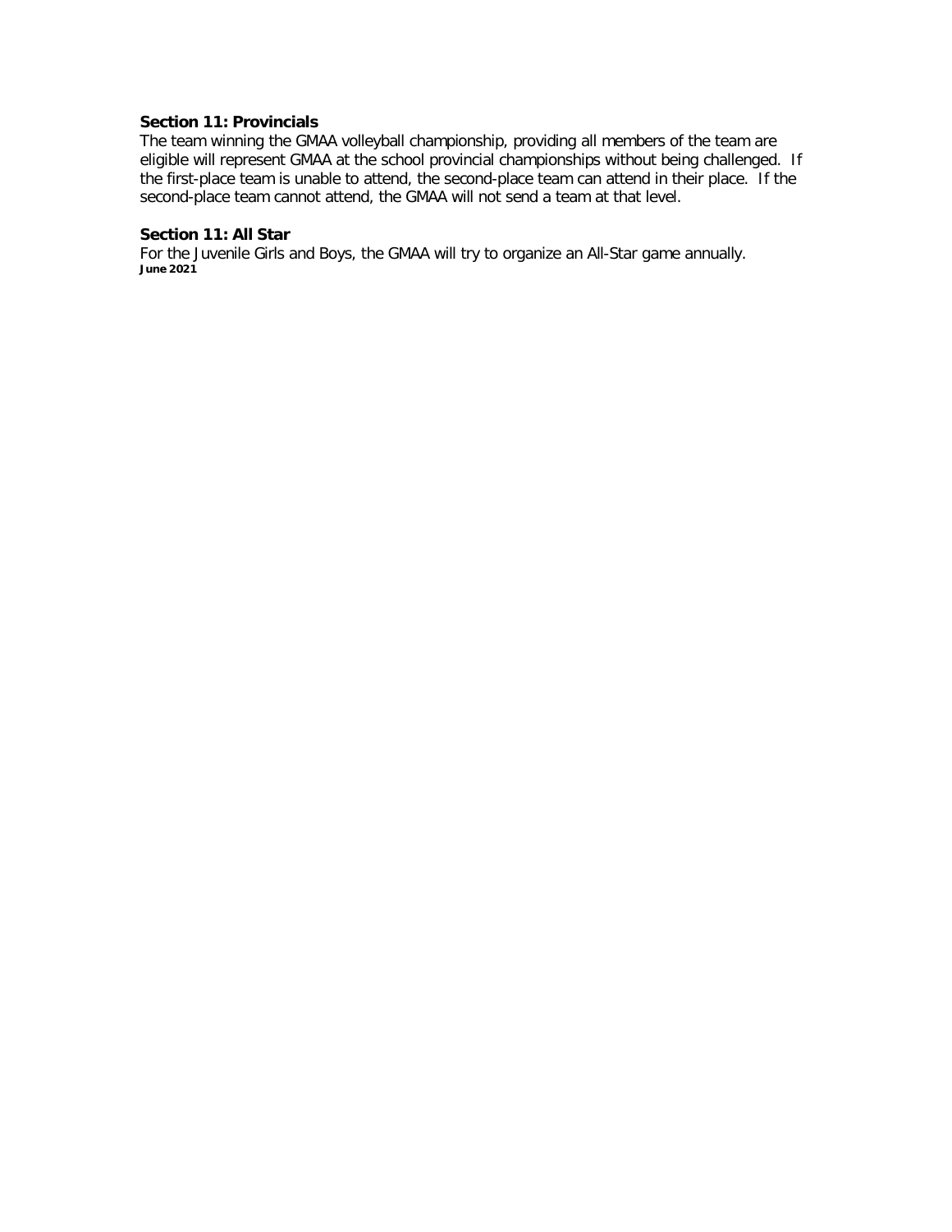**Section 11: Provincials**

The team winning the GMAA volleyball championship, providing all members of the team are eligible will represent GMAA at the school provincial championships without being challenged. If the first-place team is unable to attend, the second-place team can attend in their place. If the second-place team cannot attend, the GMAA will not send a team at that level.

**Section 11: All Star**

For the Juvenile Girls and Boys, the GMAA will try to organize an All-Star game annually.

**June 2021**